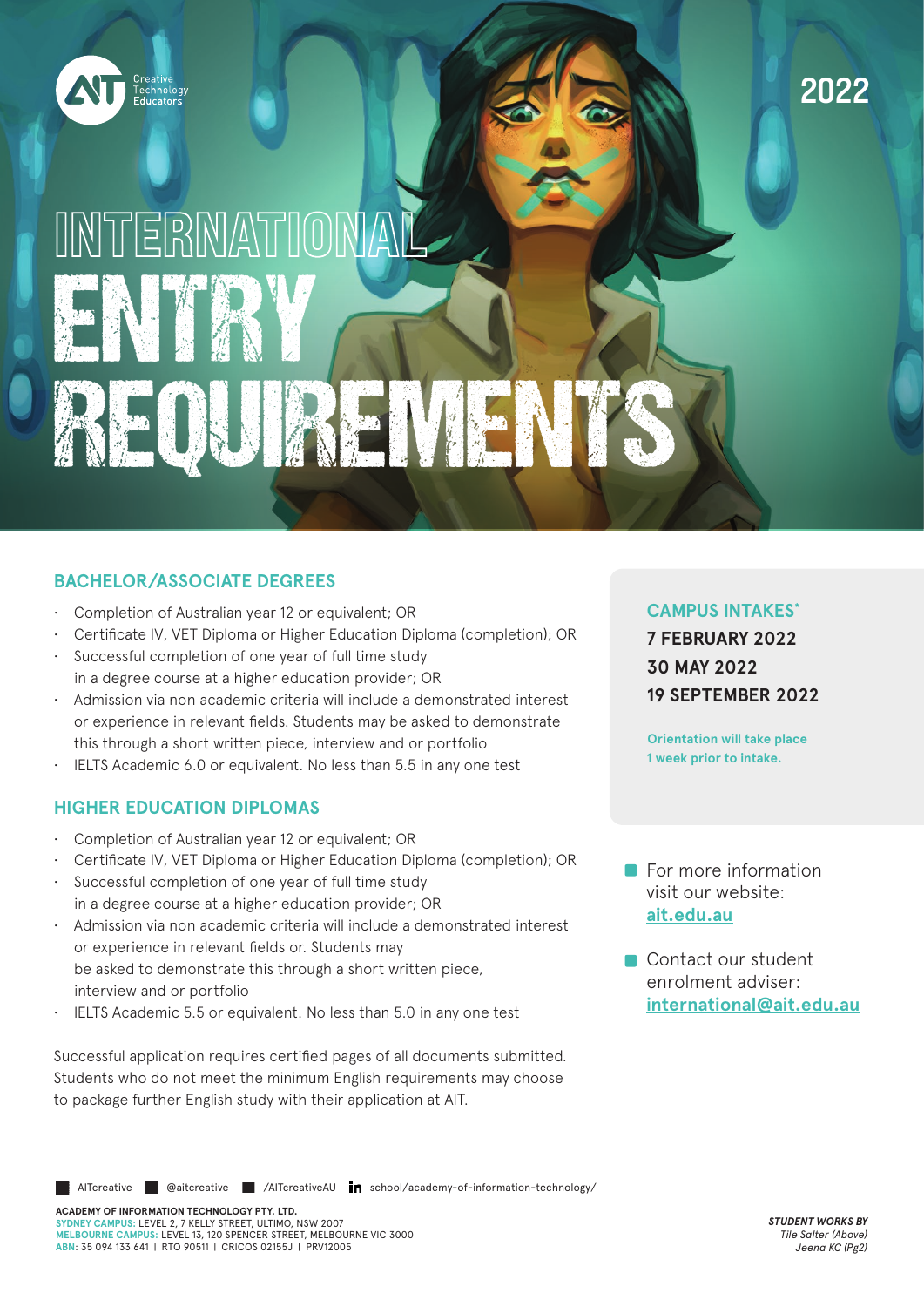Creative Technology Educators

2022

# INTERNATIONAL ENTRY REQUIREMENTS

## BACHELOR/ASSOCIATE DEGREES

- Completion of Australian year 12 or equivalent; OR
- Certificate IV, VET Diploma or Higher Education Diploma (completion); OR
- Successful completion of one year of full time study in a degree course at a higher education provider; OR
- Admission via non academic criteria will include a demonstrated interest or experience in relevant fields. Students may be asked to demonstrate this through a short written piece, interview and or portfolio
- IELTS Academic 6.0 or equivalent. No less than 5.5 in any one test

## HIGHER EDUCATION DIPLOMAS

- Completion of Australian year 12 or equivalent; OR
- Certificate IV, VET Diploma or Higher Education Diploma (completion); OR
- Successful completion of one year of full time study in a degree course at a higher education provider; OR
- Admission via non academic criteria will include a demonstrated interest or experience in relevant fields or. Students may be asked to demonstrate this through a short written piece, interview and or portfolio
- IELTS Academic 5.5 or equivalent. No less than 5.0 in any one test

Successful application requires certified pages of all documents submitted. Students who do not meet the minimum English requirements may choose to package further English study with their application at AIT.

## CAMPUS INTAKES*

**7 FEBRUARY 2022**
**30 MAY 2022**
**19 SEPTEMBER 2022**

**Orientation will take place 1 week prior to intake.**

- For more information visit our website: [ait.edu.au](ait.edu.au)
- Contact our student enrolment adviser: [international@ait.edu.au](mailto:international@ait.edu.au)

AITcreative | @aitcreative | /AITcreativeAU | school/academy-of-information-technology/

**ACADEMY OF INFORMATION TECHNOLOGY PTY. LTD.**
**SYDNEY CAMPUS:** LEVEL 2, 7 KELLY STREET, ULTIMO, NSW 2007
**MELBOURNE CAMPUS:** LEVEL 13, 120 SPENCER STREET, MELBOURNE VIC 3000
**ABN:** 35 094 133 641 | RTO 90511 | CRICOS 02155J | PRV12005

***STUDENT WORKS BY***
*Tile Salter (Above)*
*Jeena KC (Pg2)*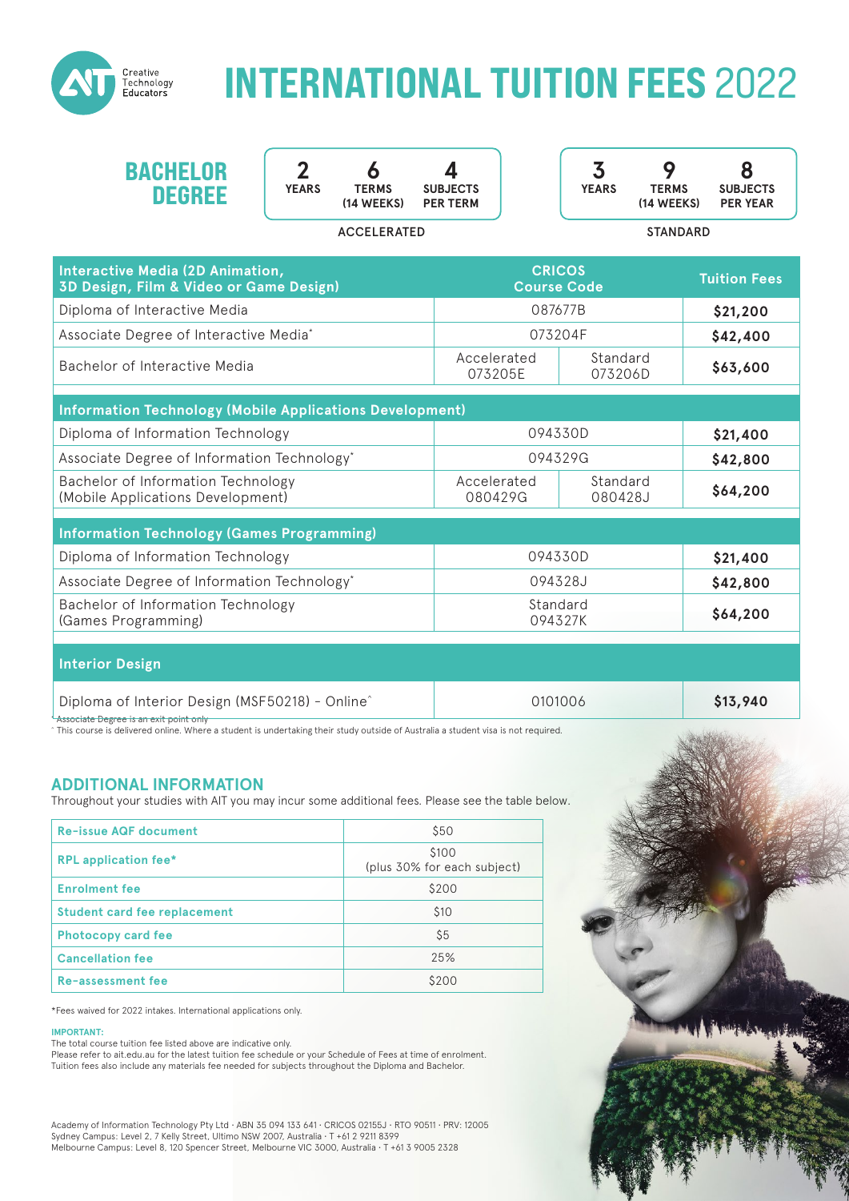# INTERNATIONAL TUITION FEES 2022

## BACHELOR DEGREE

| | | |
|---|---|---|
| **2** YEARS | **6** TERMS (14 WEEKS) | **4** SUBJECTS PER TERM |

ACCELERATED

| | | |
|---|---|---|
| **3** YEARS | **9** TERMS (14 WEEKS) | **8** SUBJECTS PER YEAR |

STANDARD

| Interactive Media (2D Animation, 3D Design, Film & Video or Game Design) | CRICOS Course Code | | Tuition Fees |
|---|---|---|---|
| Diploma of Interactive Media | 087677B | | **$21,200** |
| Associate Degree of Interactive Media* | 073204F | | **$42,400** |
| Bachelor of Interactive Media | Accelerated 073205E | Standard 073206D | **$63,600** |
| **Information Technology (Mobile Applications Development)** | | | |
| Diploma of Information Technology | 094330D | | **$21,400** |
| Associate Degree of Information Technology* | 094329G | | **$42,800** |
| Bachelor of Information Technology (Mobile Applications Development) | Accelerated 080429G | Standard 080428J | **$64,200** |
| **Information Technology (Games Programming)** | | | |
| Diploma of Information Technology | 094330D | | **$21,400** |
| Associate Degree of Information Technology* | 094328J | | **$42,800** |
| Bachelor of Information Technology (Games Programming) | Standard 094327K | | **$64,200** |
| **Interior Design** | | | |
| Diploma of Interior Design (MSF50218) - Online^ | 0101006 | | **$13,940** |

* Associate Degree is an exit point only

^ This course is delivered online. Where a student is undertaking their study outside of Australia a student visa is not required.

## ADDITIONAL INFORMATION

Throughout your studies with AIT you may incur some additional fees. Please see the table below.

| | |
|---|---|
| **Re-issue AQF document** | $50 |
| **RPL application fee*** | $100 (plus 30% for each subject) |
| **Enrolment fee** | $200 |
| **Student card fee replacement** | $10 |
| **Photocopy card fee** | $5 |
| **Cancellation fee** | 25% |
| **Re-assessment fee** | $200 |

*Fees waived for 2022 intakes. International applications only.

**IMPORTANT:**

The total course tuition fee listed above are indicative only.

Please refer to ait.edu.au for the latest tuition fee schedule or your Schedule of Fees at time of enrolment.

Tuition fees also include any materials fee needed for subjects throughout the Diploma and Bachelor.

Academy of Information Technology Pty Ltd · ABN 35 094 133 641 · CRICOS 02155J · RTO 90511 · PRV: 12005

Sydney Campus: Level 2, 7 Kelly Street, Ultimo NSW 2007, Australia · T +61 2 9211 8399

Melbourne Campus: Level 8, 120 Spencer Street, Melbourne VIC 3000, Australia · T +61 3 9005 2328